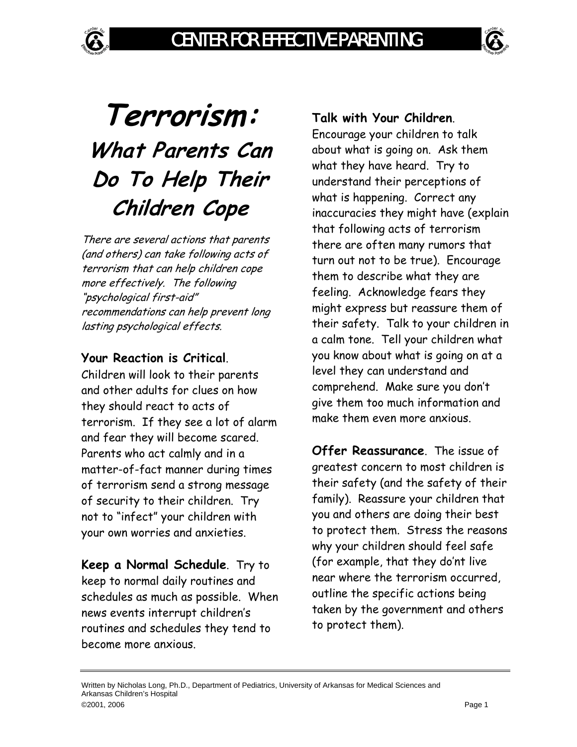# Terrorism:

## What Parents Can Do To Help Their Children Cope

*There are several actions that parents (and others) can take following acts of terrorism that can help children cope more effectively. The following "psychological first-aid" recommendations can help prevent long lasting psychological effects.*

**Your Reaction is Critical**. Children will look to their parents and other adults for clues on how they should react to acts of terrorism. If they see a lot of alarm and fear they will become scared. Parents who act calmly and in a matter-of-fact manner during times of terrorism send a strong message of security to their children. Try not to "infect" your children with your own worries and anxieties.

**Keep a Normal Schedule**. Try to keep to normal daily routines and schedules as much as possible. When news events interrupt children's routines and schedules they tend to become more anxious.

**Talk with Your Children**. Encourage your children to talk about what is going on. Ask them what they have heard. Try to understand their perceptions of what is happening. Correct any inaccuracies they might have (explain that following acts of terrorism there are often many rumors that turn out not to be true). Encourage them to describe what they are feeling. Acknowledge fears they might express but reassure them of their safety. Talk to your children in a calm tone. Tell your children what you know about what is going on at a level they can understand and comprehend. Make sure you don't give them too much information and make them even more anxious.

**Offer Reassurance**. The issue of greatest concern to most children is their safety (and the safety of their family). Reassure your children that you and others are doing their best to protect them. Stress the reasons why your children should feel safe (for example, that they don't live near where the terrorism occurred, outline the specific actions being taken by the government and others to protect them).

Written by Nicholas Long, Ph.D., Department of Pediatrics, University of Arkansas for Medical Sciences and Arkansas Children's Hospital
©2001, 2006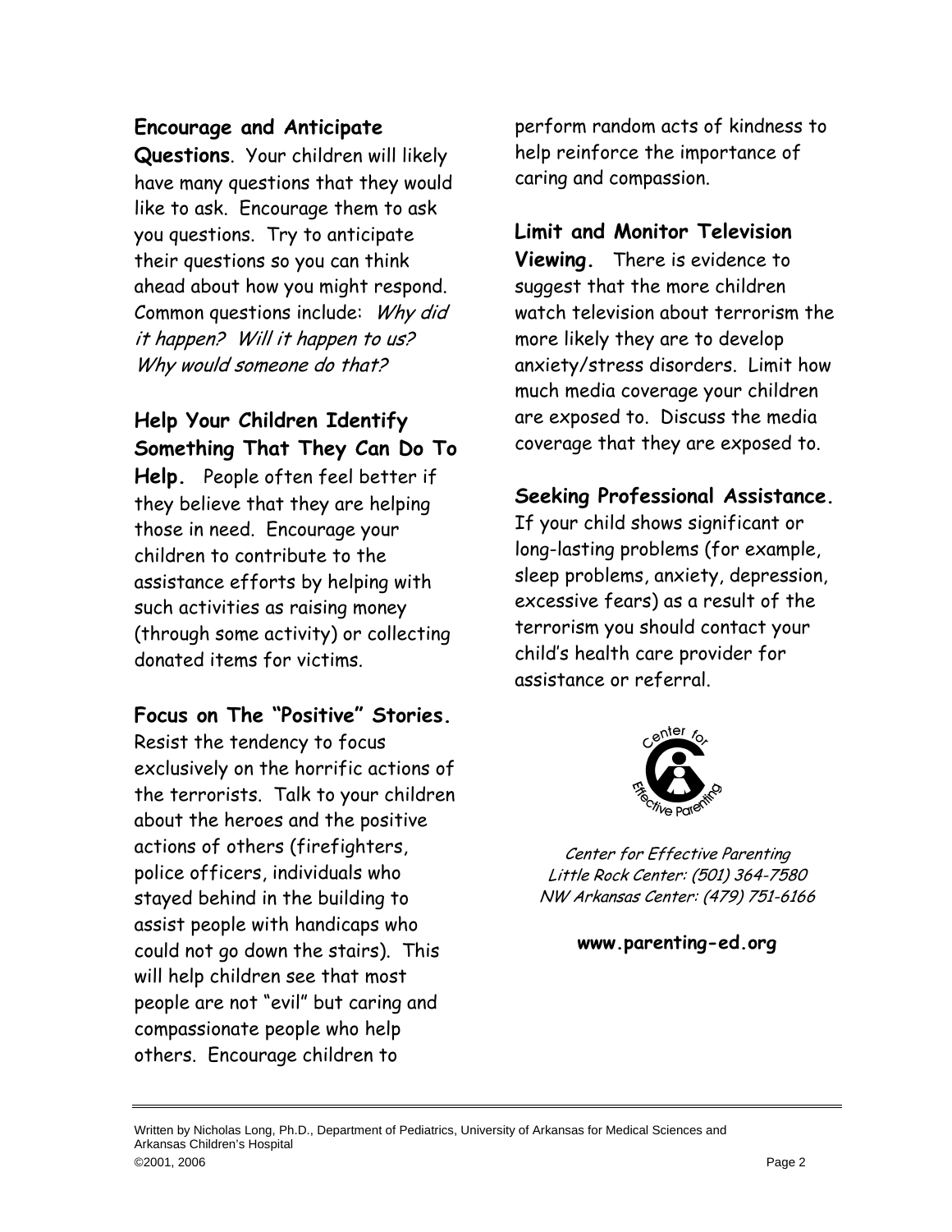**Encourage and Anticipate Questions**. Your children will likely have many questions that they would like to ask. Encourage them to ask you questions. Try to anticipate their questions so you can think ahead about how you might respond. Common questions include: *Why did it happen? Will it happen to us? Why would someone do that?*

**Help Your Children Identify Something That They Can Do To Help.** People often feel better if they believe that they are helping those in need. Encourage your children to contribute to the assistance efforts by helping with such activities as raising money (through some activity) or collecting donated items for victims.

**Focus on The "Positive" Stories.** Resist the tendency to focus exclusively on the horrific actions of the terrorists. Talk to your children about the heroes and the positive actions of others (firefighters, police officers, individuals who stayed behind in the building to assist people with handicaps who could not go down the stairs). This will help children see that most people are not "evil" but caring and compassionate people who help others. Encourage children to perform random acts of kindness to help reinforce the importance of caring and compassion.

**Limit and Monitor Television Viewing.** There is evidence to suggest that the more children watch television about terrorism the more likely they are to develop anxiety/stress disorders. Limit how much media coverage your children are exposed to. Discuss the media coverage that they are exposed to.

**Seeking Professional Assistance.** If your child shows significant or long-lasting problems (for example, sleep problems, anxiety, depression, excessive fears) as a result of the terrorism you should contact your child's health care provider for assistance or referral.

Center for Effective Parenting

*Center for Effective Parenting*
*Little Rock Center: (501) 364-7580*
*NW Arkansas Center: (479) 751-6166*

**www.parenting-ed.org**

Written by Nicholas Long, Ph.D., Department of Pediatrics, University of Arkansas for Medical Sciences and Arkansas Children's Hospital
©2001, 2006